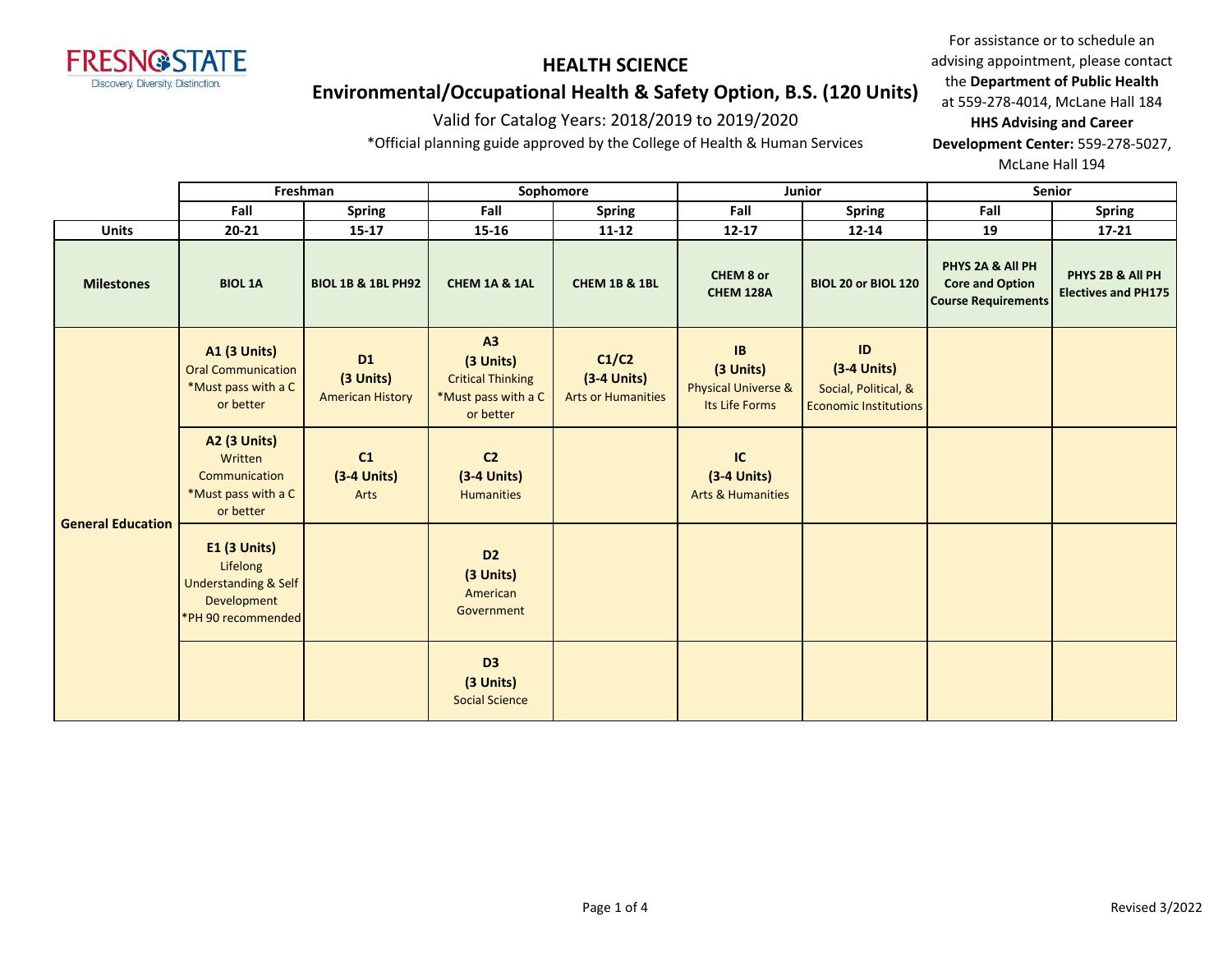FRESNO STATE
Discovery. Diversity. Distinction.

# HEALTH SCIENCE

## Environmental/Occupational Health & Safety Option, B.S. (120 Units)

Valid for Catalog Years: 2018/2019 to 2019/2020

*Official planning guide approved by the College of Health & Human Services

For assistance or to schedule an advising appointment, please contact the **Department of Public Health** at 559-278-4014, McLane Hall 184
**HHS Advising and Career Development Center:** 559-278-5027, McLane Hall 194

| | Freshman | | Sophomore | | Junior | | Senior | |
|---|---|---|---|---|---|---|---|---|
| | Fall | Spring | Fall | Spring | Fall | Spring | Fall | Spring |
| **Units** | 20-21 | 15-17 | 15-16 | 11-12 | 12-17 | 12-14 | 19 | 17-21 |
| **Milestones** | **BIOL 1A** | **BIOL 1B & 1BL PH92** | **CHEM 1A & 1AL** | **CHEM 1B & 1BL** | **CHEM 8 or CHEM 128A** | **BIOL 20 or BIOL 120** | **PHYS 2A & All PH Core and Option Course Requirements** | **PHYS 2B & All PH Electives and PH175** |
| **General Education** | **A1 (3 Units)** Oral Communication *Must pass with a C or better | **D1 (3 Units)** American History | **A3 (3 Units)** Critical Thinking *Must pass with a C or better | **C1/C2 (3-4 Units)** Arts or Humanities | **IB (3 Units)** Physical Universe & Its Life Forms | **ID (3-4 Units)** Social, Political, & Economic Institutions | | |
| | **A2 (3 Units)** Written Communication *Must pass with a C or better | **C1 (3-4 Units)** Arts | **C2 (3-4 Units)** Humanities | | **IC (3-4 Units)** Arts & Humanities | | | |
| | **E1 (3 Units)** Lifelong Understanding & Self Development *PH 90 recommended | | **D2 (3 Units)** American Government | | | | | |
| | | | **D3 (3 Units)** Social Science | | | | | |

Revised 3/2022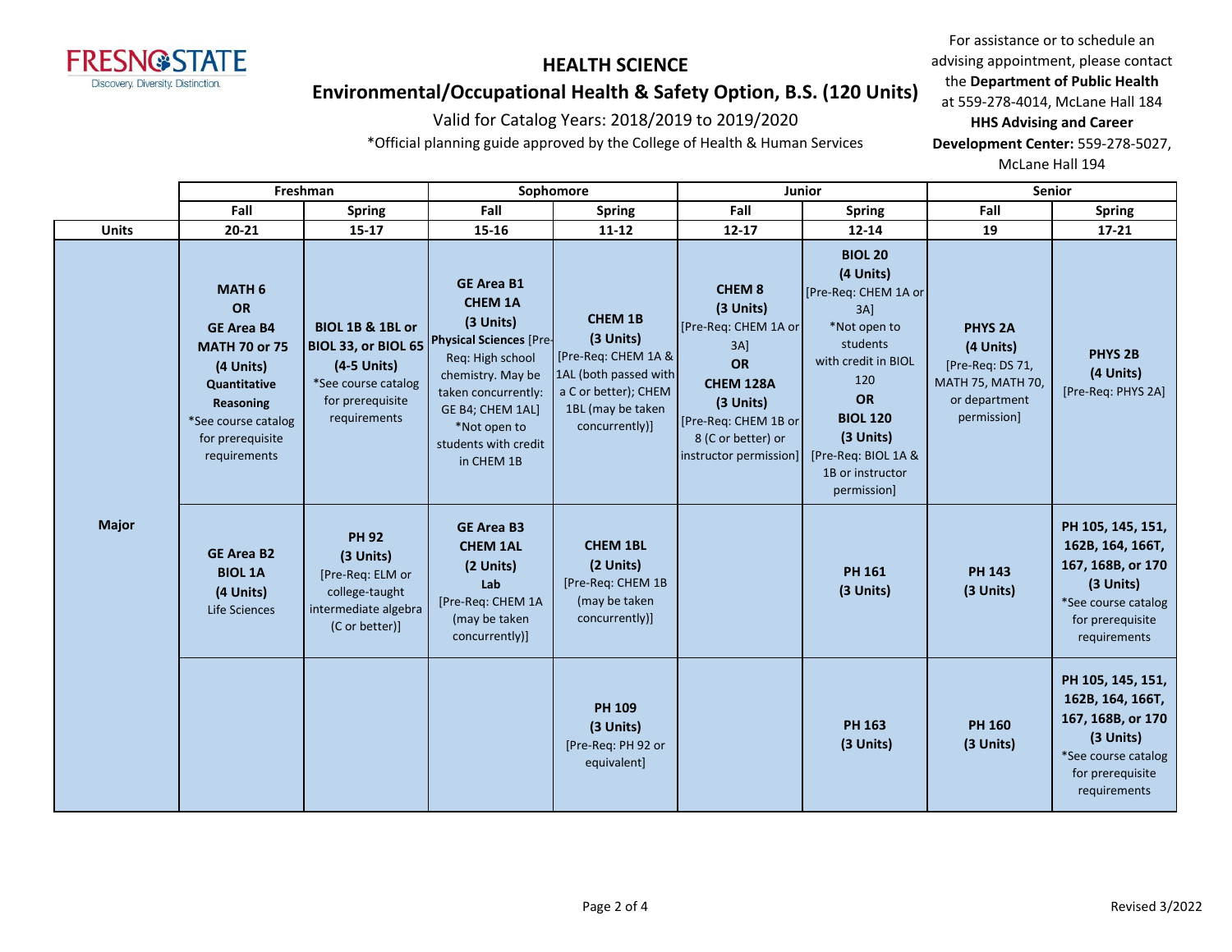# HEALTH SCIENCE

## Environmental/Occupational Health & Safety Option, B.S. (120 Units)

Valid for Catalog Years: 2018/2019 to 2019/2020

*Official planning guide approved by the College of Health & Human Services

For assistance or to schedule an advising appointment, please contact the **Department of Public Health** at 559-278-4014, McLane Hall 184 **HHS Advising and Career Development Center:** 559-278-5027, McLane Hall 194

| | Freshman | | Sophomore | | Junior | | Senior | |
|---|---|---|---|---|---|---|---|---|
| | Fall | Spring | Fall | Spring | Fall | Spring | Fall | Spring |
| **Units** | 20-21 | 15-17 | 15-16 | 11-12 | 12-17 | 12-14 | 19 | 17-21 |
| **Major** | **MATH 6 OR GE Area B4 MATH 70 or 75 (4 Units) Quantitative Reasoning** *See course catalog for prerequisite requirements | **BIOL 1B & 1BL or BIOL 33, or BIOL 65 (4-5 Units)** *See course catalog for prerequisite requirements | **GE Area B1 CHEM 1A (3 Units) Physical Sciences** [Pre-Req: High school chemistry. May be taken concurrently: GE B4; CHEM 1AL] *Not open to students with credit in CHEM 1B | **CHEM 1B (3 Units)** [Pre-Req: CHEM 1A & 1AL (both passed with a C or better); CHEM 1BL (may be taken concurrently)] | **CHEM 8 (3 Units)** [Pre-Req: CHEM 1A or 3A] **OR CHEM 128A (3 Units)** [Pre-Req: CHEM 1B or 8 (C or better) or instructor permission] | **BIOL 20 (4 Units)** [Pre-Req: CHEM 1A or 3A] *Not open to students with credit in BIOL 120 **OR BIOL 120 (3 Units)** [Pre-Req: BIOL 1A & 1B or instructor permission] | **PHYS 2A (4 Units)** [Pre-Req: DS 71, MATH 75, MATH 70, or department permission] | **PHYS 2B (4 Units)** [Pre-Req: PHYS 2A] |
| | **GE Area B2 BIOL 1A (4 Units)** Life Sciences | **PH 92 (3 Units)** [Pre-Req: ELM or college-taught intermediate algebra (C or better)] | **GE Area B3 CHEM 1AL (2 Units) Lab** [Pre-Req: CHEM 1A (may be taken concurrently)] | **CHEM 1BL (2 Units)** [Pre-Req: CHEM 1B (may be taken concurrently)] | | **PH 161 (3 Units)** | **PH 143 (3 Units)** | **PH 105, 145, 151, 162B, 164, 166T, 167, 168B, or 170 (3 Units)** *See course catalog for prerequisite requirements |
| | | | | **PH 109 (3 Units)** [Pre-Req: PH 92 or equivalent] | | **PH 163 (3 Units)** | **PH 160 (3 Units)** | **PH 105, 145, 151, 162B, 164, 166T, 167, 168B, or 170 (3 Units)** *See course catalog for prerequisite requirements |

Revised 3/2022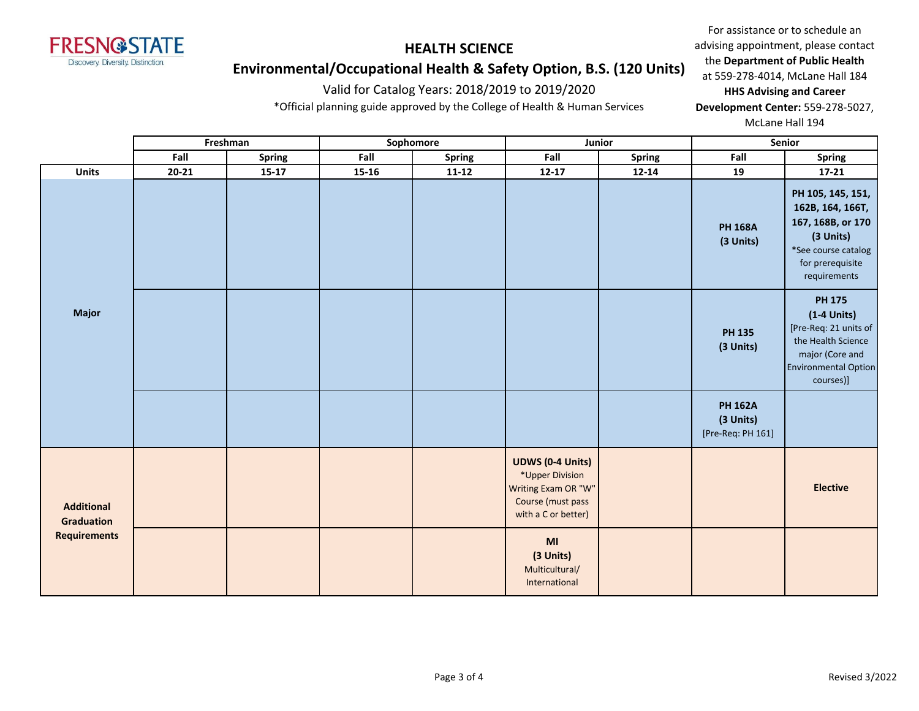# HEALTH SCIENCE

## Environmental/Occupational Health & Safety Option, B.S. (120 Units)

Valid for Catalog Years: 2018/2019 to 2019/2020

*Official planning guide approved by the College of Health & Human Services

For assistance or to schedule an advising appointment, please contact the **Department of Public Health** at 559-278-4014, McLane Hall 184
**HHS Advising and Career Development Center:** 559-278-5027, McLane Hall 194

| | Freshman | | Sophomore | | Junior | | Senior | |
|---|---|---|---|---|---|---|---|---|
| | Fall | Spring | Fall | Spring | Fall | Spring | Fall | Spring |
| **Units** | 20-21 | 15-17 | 15-16 | 11-12 | 12-17 | 12-14 | 19 | 17-21 |
| **Major** | | | | | | | **PH 168A (3 Units)** | **PH 105, 145, 151, 162B, 164, 166T, 167, 168B, or 170 (3 Units)** *See course catalog for prerequisite requirements |
| **Major** | | | | | | | **PH 135 (3 Units)** | **PH 175 (1-4 Units)** [Pre-Req: 21 units of the Health Science major (Core and Environmental Option courses)] |
| **Major** | | | | | | | **PH 162A (3 Units)** [Pre-Req: PH 161] | |
| **Additional Graduation Requirements** | | | | | **UDWS (0-4 Units)** *Upper Division Writing Exam OR "W" Course (must pass with a C or better) | | | **Elective** |
| **Additional Graduation Requirements** | | | | | **MI (3 Units)** Multicultural/ International | | | |

Revised 3/2022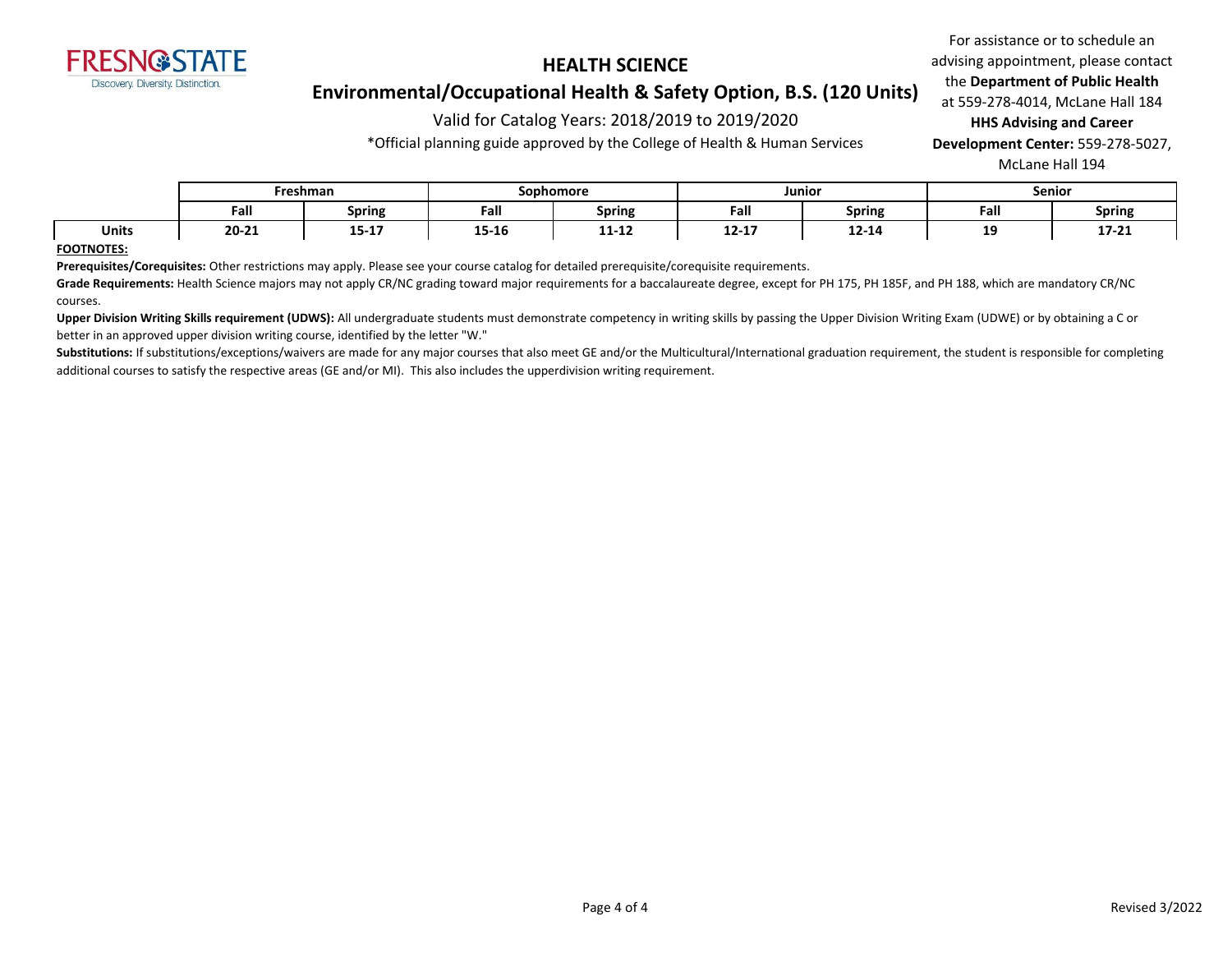# HEALTH SCIENCE

## Environmental/Occupational Health & Safety Option, B.S. (120 Units)

Valid for Catalog Years: 2018/2019 to 2019/2020

*Official planning guide approved by the College of Health & Human Services

For assistance or to schedule an advising appointment, please contact the **Department of Public Health** at 559-278-4014, McLane Hall 184

**HHS Advising and Career Development Center:** 559-278-5027, McLane Hall 194

| | Freshman | | Sophomore | | Junior | | Senior | |
|---|---|---|---|---|---|---|---|---|
| | **Fall** | **Spring** | **Fall** | **Spring** | **Fall** | **Spring** | **Fall** | **Spring** |
| **Units** | **20-21** | **15-17** | **15-16** | **11-12** | **12-17** | **12-14** | **19** | **17-21** |

**FOOTNOTES:**

**Prerequisites/Corequisites:** Other restrictions may apply. Please see your course catalog for detailed prerequisite/corequisite requirements.

**Grade Requirements:** Health Science majors may not apply CR/NC grading toward major requirements for a baccalaureate degree, except for PH 175, PH 185F, and PH 188, which are mandatory CR/NC courses.

**Upper Division Writing Skills requirement (UDWS):** All undergraduate students must demonstrate competency in writing skills by passing the Upper Division Writing Exam (UDWE) or by obtaining a C or better in an approved upper division writing course, identified by the letter "W."

**Substitutions:** If substitutions/exceptions/waivers are made for any major courses that also meet GE and/or the Multicultural/International graduation requirement, the student is responsible for completing additional courses to satisfy the respective areas (GE and/or MI). This also includes the upperdivision writing requirement.

Revised 3/2022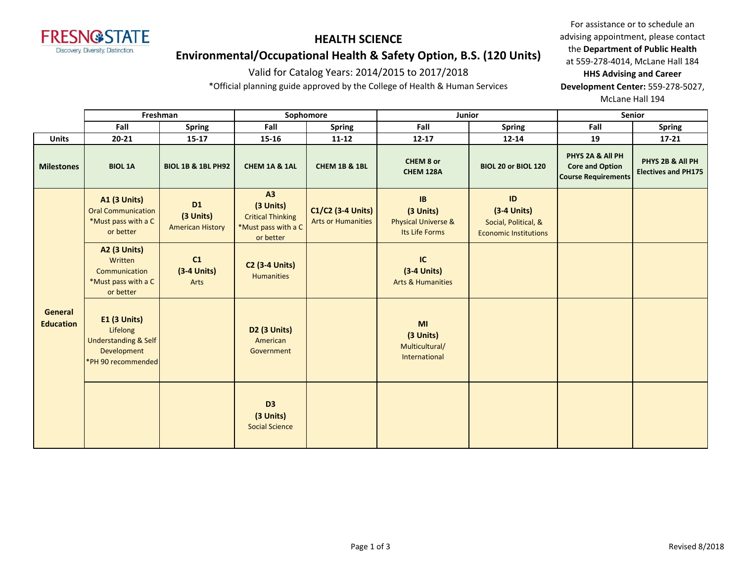FRESNO STATE
Discovery. Diversity. Distinction.

# HEALTH SCIENCE

## Environmental/Occupational Health & Safety Option, B.S. (120 Units)

Valid for Catalog Years: 2014/2015 to 2017/2018

*Official planning guide approved by the College of Health & Human Services

For assistance or to schedule an advising appointment, please contact the **Department of Public Health** at 559-278-4014, McLane Hall 184
**HHS Advising and Career Development Center:** 559-278-5027, McLane Hall 194

| | Freshman | | Sophomore | | Junior | | Senior | |
|---|---|---|---|---|---|---|---|---|
| | Fall | Spring | Fall | Spring | Fall | Spring | Fall | Spring |
| **Units** | 20-21 | 15-17 | 15-16 | 11-12 | 12-17 | 12-14 | 19 | 17-21 |
| **Milestones** | **BIOL 1A** | **BIOL 1B & 1BL PH92** | **CHEM 1A & 1AL** | **CHEM 1B & 1BL** | **CHEM 8 or CHEM 128A** | **BIOL 20 or BIOL 120** | **PHYS 2A & All PH Core and Option Course Requirements** | **PHYS 2B & All PH Electives and PH175** |
| **General Education** | **A1 (3 Units)** Oral Communication *Must pass with a C or better | **D1 (3 Units)** American History | **A3 (3 Units)** Critical Thinking *Must pass with a C or better | **C1/C2 (3-4 Units)** Arts or Humanities | **IB (3 Units)** Physical Universe & Its Life Forms | **ID (3-4 Units)** Social, Political, & Economic Institutions | | |
| | **A2 (3 Units)** Written Communication *Must pass with a C or better | **C1 (3-4 Units)** Arts | **C2 (3-4 Units)** Humanities | | **IC (3-4 Units)** Arts & Humanities | | | |
| | **E1 (3 Units)** Lifelong Understanding & Self Development *PH 90 recommended | | **D2 (3 Units)** American Government | | **MI (3 Units)** Multicultural/ International | | | |
| | | | **D3 (3 Units)** Social Science | | | | | |

Revised 8/2018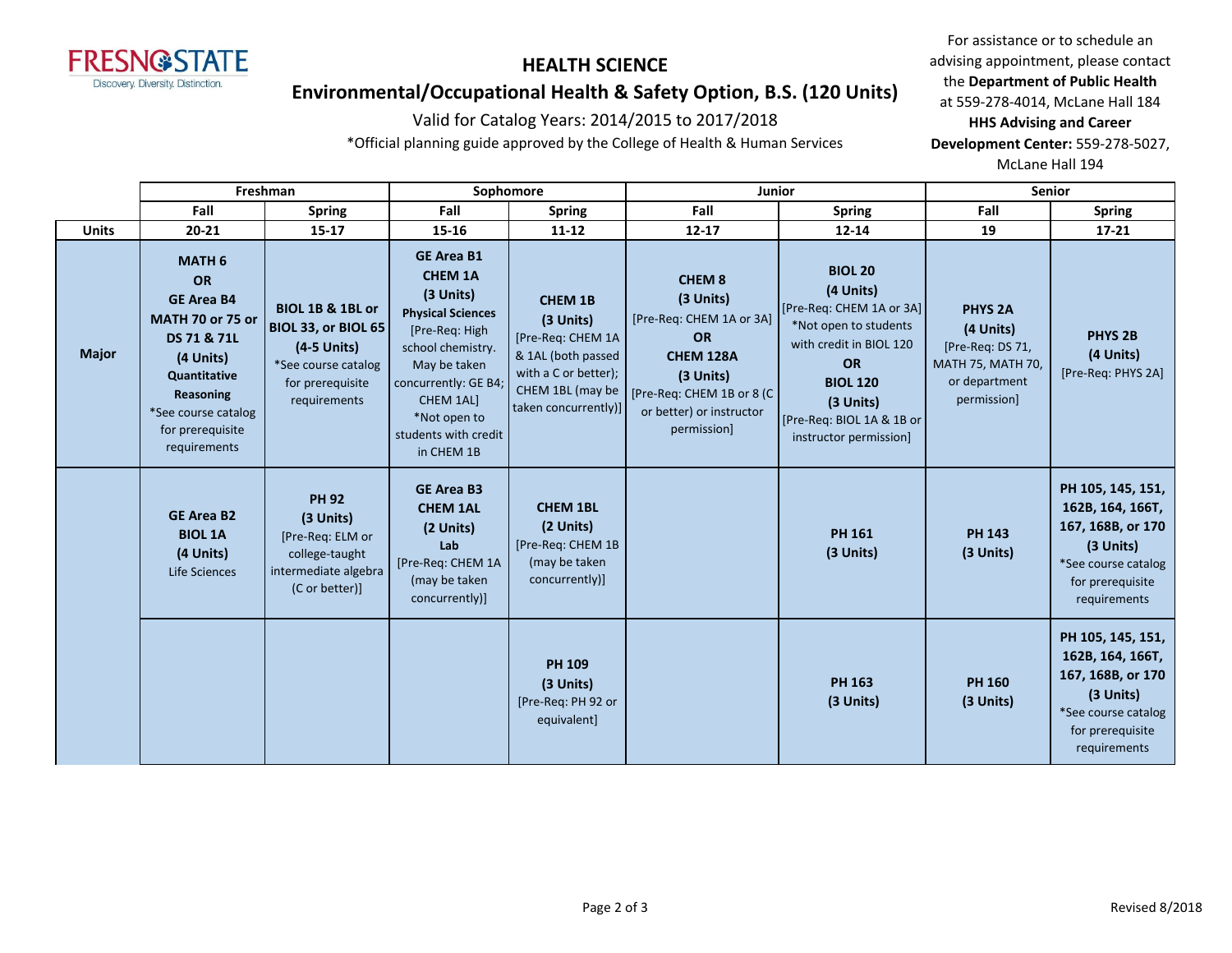# HEALTH SCIENCE

## Environmental/Occupational Health & Safety Option, B.S. (120 Units)

Valid for Catalog Years: 2014/2015 to 2017/2018

*Official planning guide approved by the College of Health & Human Services

For assistance or to schedule an advising appointment, please contact the **Department of Public Health** at 559-278-4014, McLane Hall 184
**HHS Advising and Career Development Center:** 559-278-5027, McLane Hall 194

| | Freshman | | Sophomore | | Junior | | Senior | |
|---|---|---|---|---|---|---|---|---|
| | Fall | Spring | Fall | Spring | Fall | Spring | Fall | Spring |
| **Units** | 20-21 | 15-17 | 15-16 | 11-12 | 12-17 | 12-14 | 19 | 17-21 |
| **Major** | **MATH 6 OR GE Area B4 MATH 70 or 75 or DS 71 & 71L (4 Units) Quantitative Reasoning** *See course catalog for prerequisite requirements | **BIOL 1B & 1BL or BIOL 33, or BIOL 65 (4-5 Units)** *See course catalog for prerequisite requirements | **GE Area B1 CHEM 1A (3 Units) Physical Sciences** [Pre-Req: High school chemistry. May be taken concurrently: GE B4; CHEM 1AL] *Not open to students with credit in CHEM 1B | **CHEM 1B (3 Units)** [Pre-Req: CHEM 1A & 1AL (both passed with a C or better); CHEM 1BL (may be taken concurrently)] | **CHEM 8 (3 Units)** [Pre-Req: CHEM 1A or 3A] **OR CHEM 128A (3 Units)** [Pre-Req: CHEM 1B or 8 (C or better) or instructor permission] | **BIOL 20 (4 Units)** [Pre-Req: CHEM 1A or 3A] *Not open to students with credit in BIOL 120 **OR BIOL 120 (3 Units)** [Pre-Req: BIOL 1A & 1B or instructor permission] | **PHYS 2A (4 Units)** [Pre-Req: DS 71, MATH 75, MATH 70, or department permission] | **PHYS 2B (4 Units)** [Pre-Req: PHYS 2A] |
| | **GE Area B2 BIOL 1A (4 Units)** Life Sciences | **PH 92 (3 Units)** [Pre-Req: ELM or college-taught intermediate algebra (C or better)] | **GE Area B3 CHEM 1AL (2 Units) Lab** [Pre-Req: CHEM 1A (may be taken concurrently)] | **CHEM 1BL (2 Units)** [Pre-Req: CHEM 1B (may be taken concurrently)] | | **PH 161 (3 Units)** | **PH 143 (3 Units)** | **PH 105, 145, 151, 162B, 164, 166T, 167, 168B, or 170 (3 Units)** *See course catalog for prerequisite requirements |
| | | | | **PH 109 (3 Units)** [Pre-Req: PH 92 or equivalent] | | **PH 163 (3 Units)** | **PH 160 (3 Units)** | **PH 105, 145, 151, 162B, 164, 166T, 167, 168B, or 170 (3 Units)** *See course catalog for prerequisite requirements |

Revised 8/2018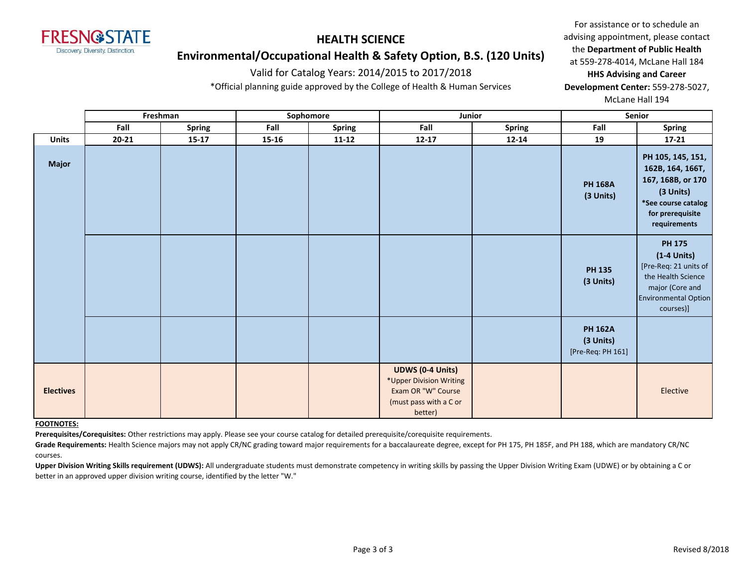# HEALTH SCIENCE

## Environmental/Occupational Health & Safety Option, B.S. (120 Units)

Valid for Catalog Years: 2014/2015 to 2017/2018

*Official planning guide approved by the College of Health & Human Services

For assistance or to schedule an advising appointment, please contact the **Department of Public Health** at 559-278-4014, McLane Hall 184 **HHS Advising and Career Development Center:** 559-278-5027, McLane Hall 194

| | Freshman | | Sophomore | | Junior | | Senior | |
|---|---|---|---|---|---|---|---|---|
| | Fall | Spring | Fall | Spring | Fall | Spring | Fall | Spring |
| **Units** | 20-21 | 15-17 | 15-16 | 11-12 | 12-17 | 12-14 | 19 | 17-21 |
| **Major** | | | | | | | **PH 168A (3 Units)** | **PH 105, 145, 151, 162B, 164, 166T, 167, 168B, or 170 (3 Units)** **\*See course catalog for prerequisite requirements** |
| | | | | | | | **PH 135 (3 Units)** | **PH 175 (1-4 Units)** [Pre-Req: 21 units of the Health Science major (Core and Environmental Option courses)] |
| | | | | | | | **PH 162A (3 Units)** [Pre-Req: PH 161] | |
| **Electives** | | | | | **UDWS (0-4 Units)** *Upper Division Writing Exam OR "W" Course (must pass with a C or better) | | | Elective |

**FOOTNOTES:**

**Prerequisites/Corequisites:** Other restrictions may apply. Please see your course catalog for detailed prerequisite/corequisite requirements.

**Grade Requirements:** Health Science majors may not apply CR/NC grading toward major requirements for a baccalaureate degree, except for PH 175, PH 185F, and PH 188, which are mandatory CR/NC courses.

**Upper Division Writing Skills requirement (UDWS):** All undergraduate students must demonstrate competency in writing skills by passing the Upper Division Writing Exam (UDWE) or by obtaining a C or better in an approved upper division writing course, identified by the letter "W."

Revised 8/2018